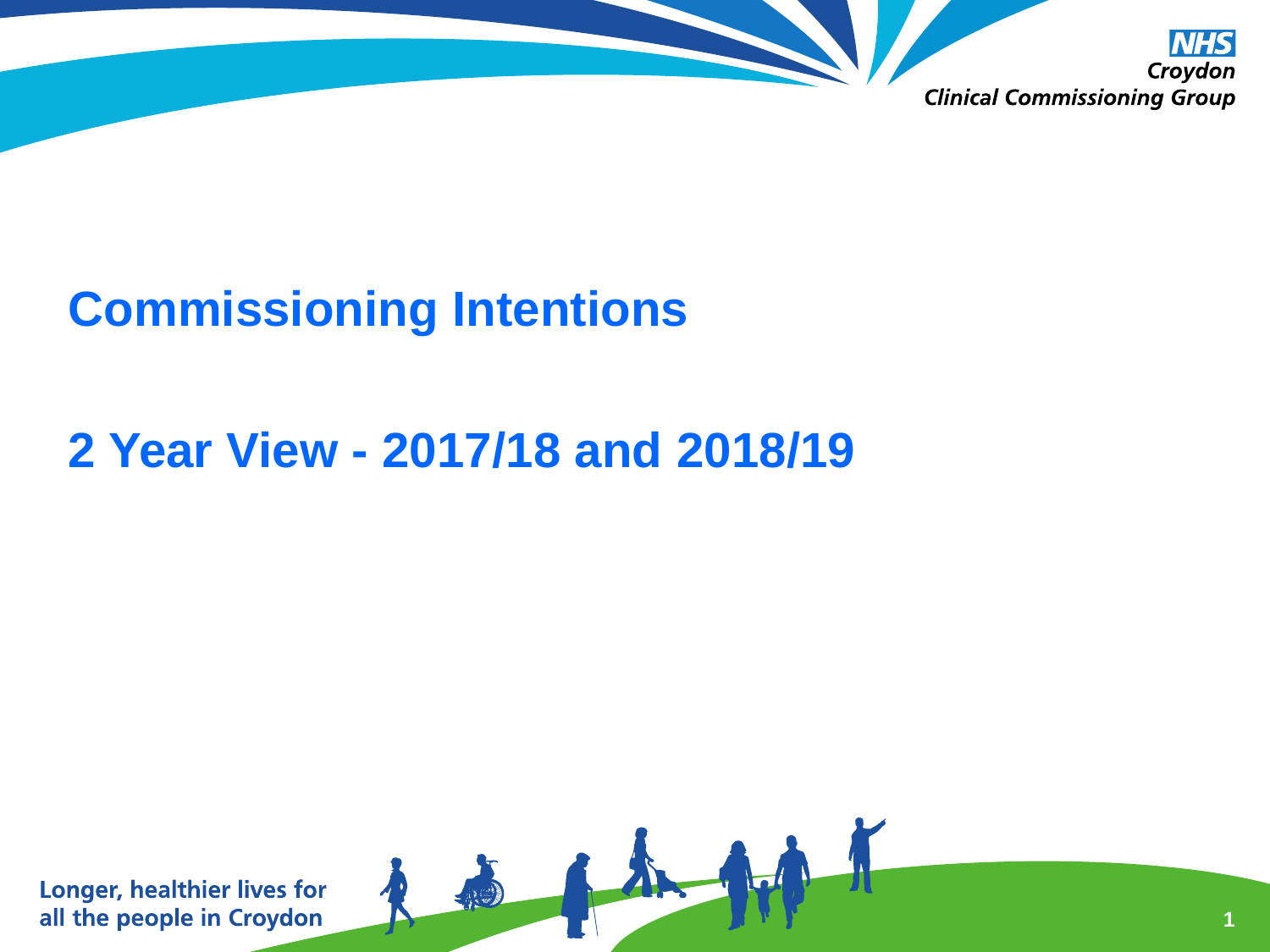NHS Croydon Clinical Commissioning Group

# Commissioning Intentions

# 2 Year View - 2017/18 and 2018/19

Longer, healthier lives for all the people in Croydon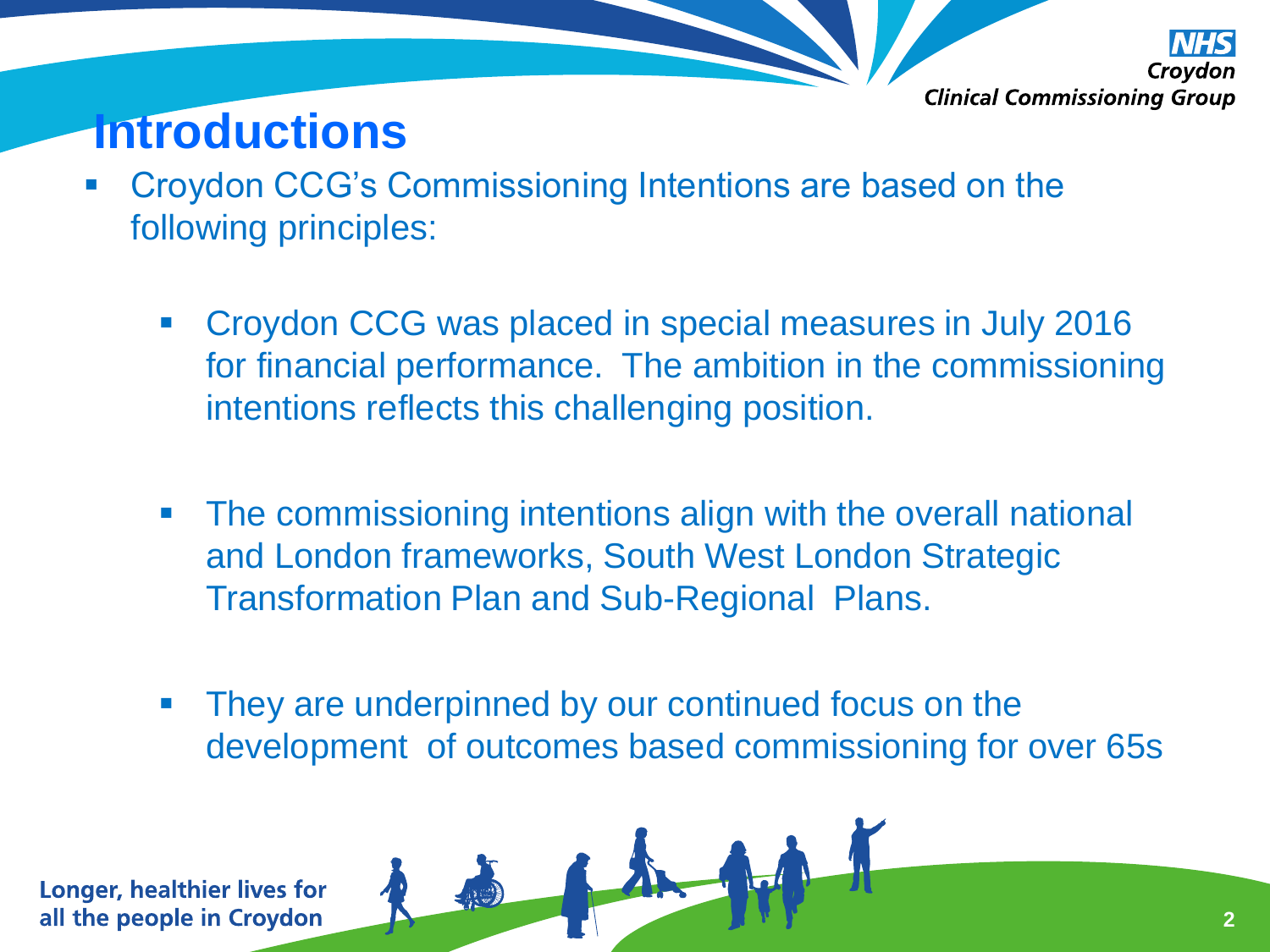# Introductions

- Croydon CCG's Commissioning Intentions are based on the following principles:

  - Croydon CCG was placed in special measures in July 2016 for financial performance. The ambition in the commissioning intentions reflects this challenging position.

  - The commissioning intentions align with the overall national and London frameworks, South West London Strategic Transformation Plan and Sub-Regional Plans.

  - They are underpinned by our continued focus on the development of outcomes based commissioning for over 65s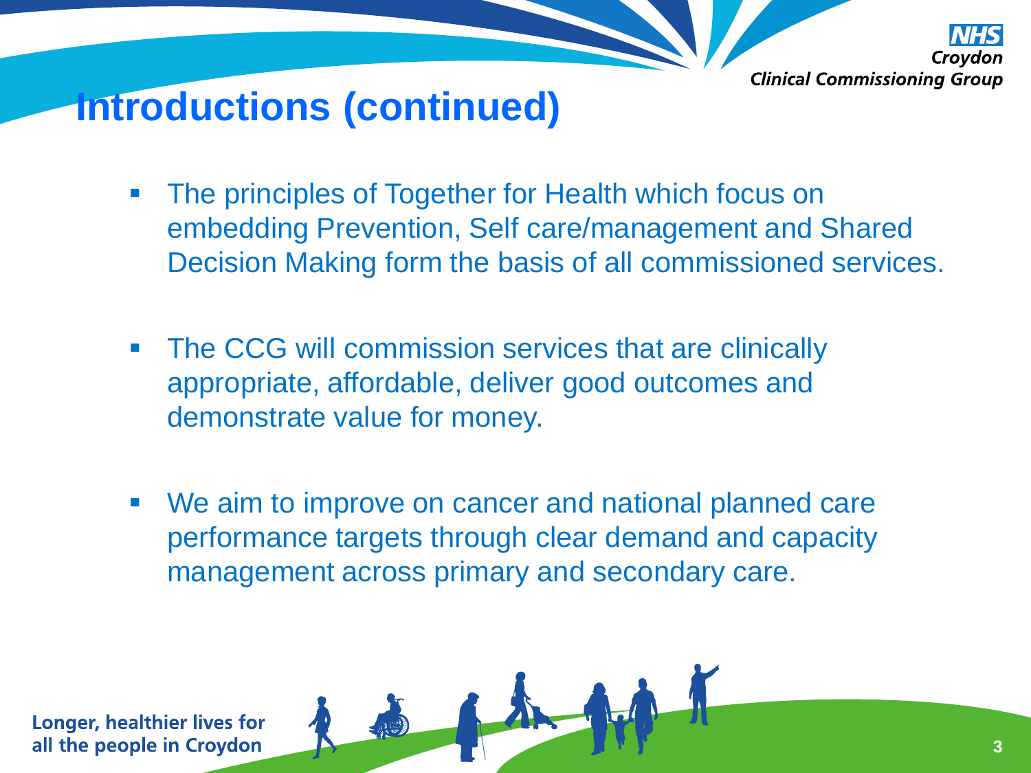# Introductions (continued)

- The principles of Together for Health which focus on embedding Prevention, Self care/management and Shared Decision Making form the basis of all commissioned services.
- The CCG will commission services that are clinically appropriate, affordable, deliver good outcomes and demonstrate value for money.
- We aim to improve on cancer and national planned care performance targets through clear demand and capacity management across primary and secondary care.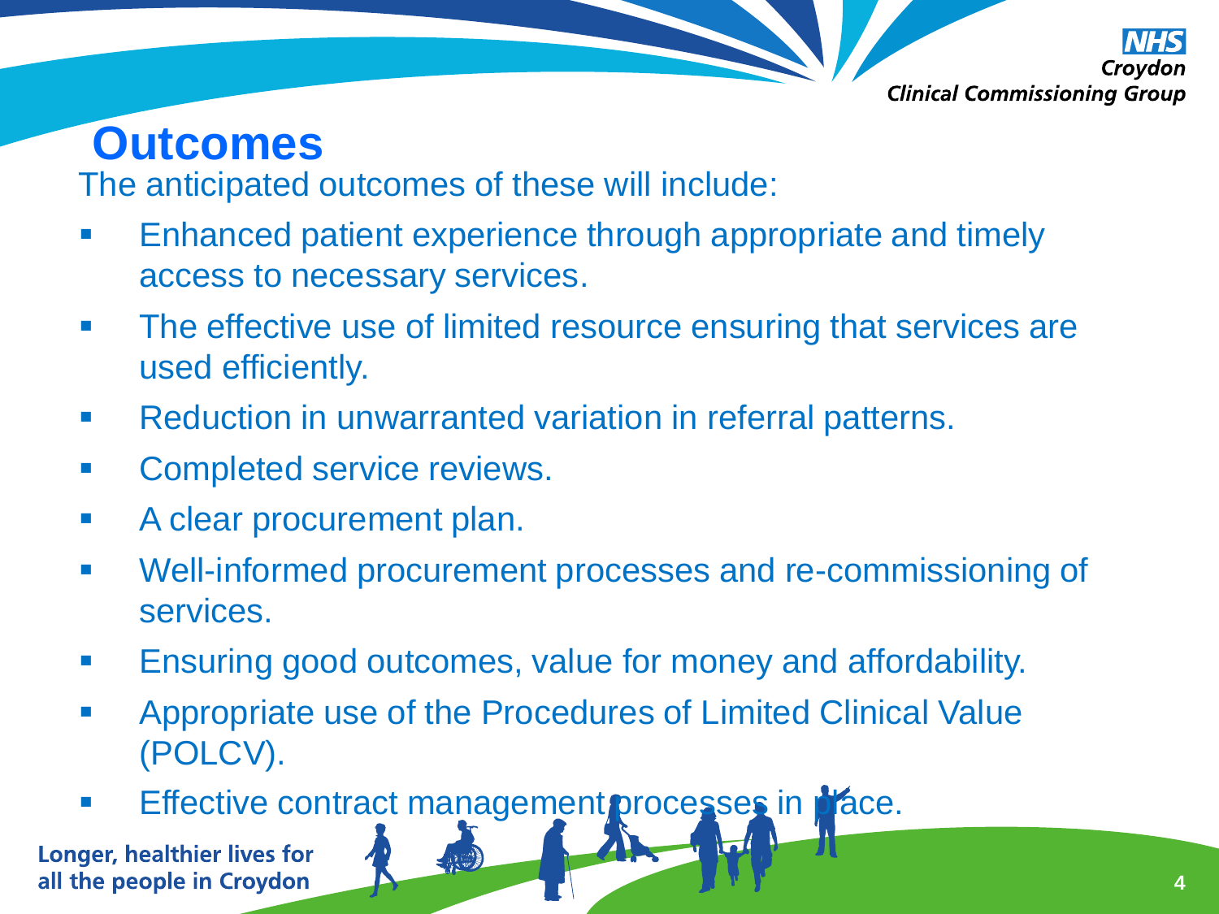# Outcomes

The anticipated outcomes of these will include:

- Enhanced patient experience through appropriate and timely access to necessary services.
- The effective use of limited resource ensuring that services are used efficiently.
- Reduction in unwarranted variation in referral patterns.
- Completed service reviews.
- A clear procurement plan.
- Well-informed procurement processes and re-commissioning of services.
- Ensuring good outcomes, value for money and affordability.
- Appropriate use of the Procedures of Limited Clinical Value (POLCV).
- Effective contract management processes in place.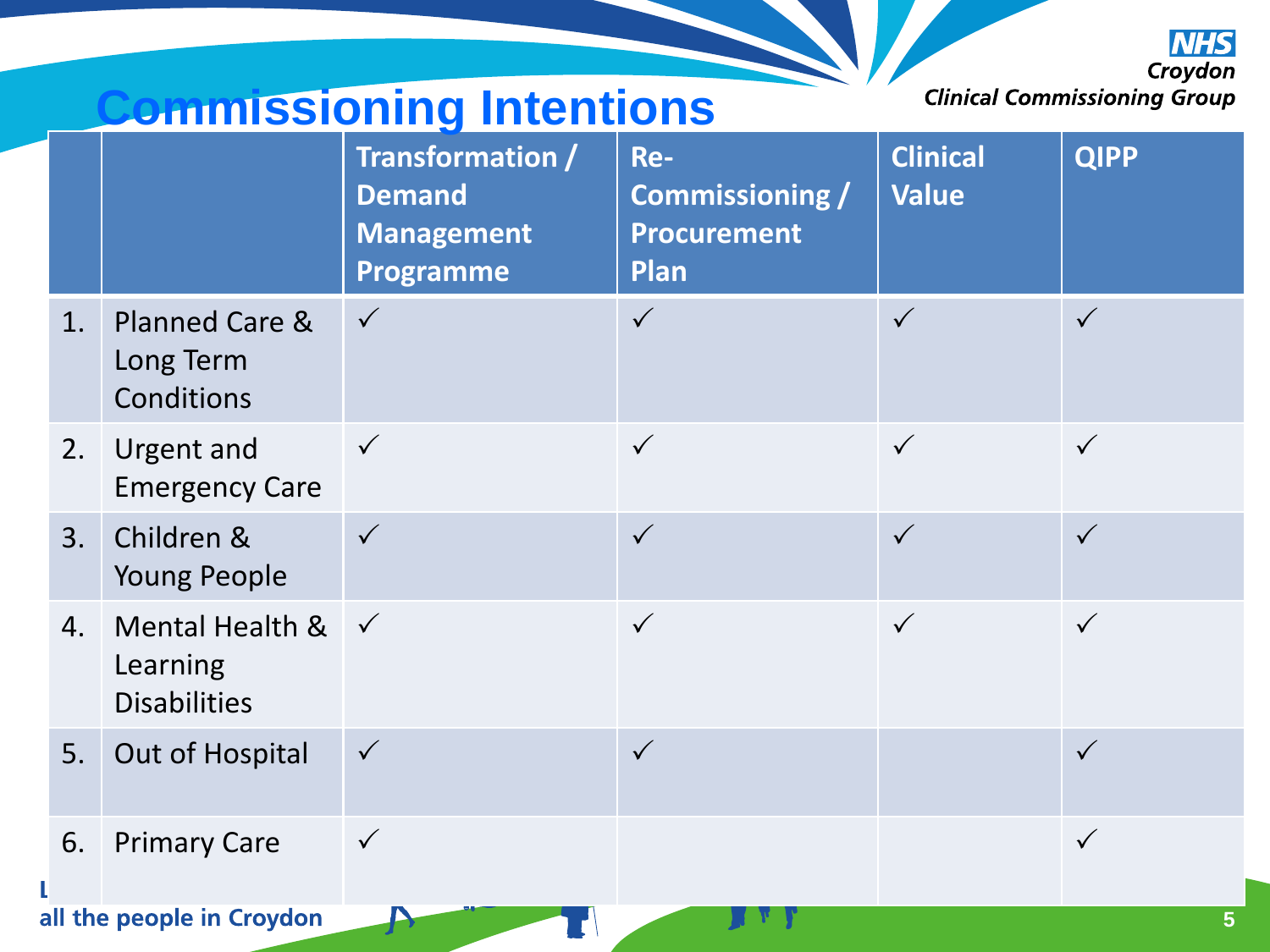# Commissioning Intentions

| | | Transformation / Demand Management Programme | Re-Commissioning / Procurement Plan | Clinical Value | QIPP |
|---|---|---|---|---|---|
| 1. | Planned Care & Long Term Conditions | ✓ | ✓ | ✓ | ✓ |
| 2. | Urgent and Emergency Care | ✓ | ✓ | ✓ | ✓ |
| 3. | Children & Young People | ✓ | ✓ | ✓ | ✓ |
| 4. | Mental Health & Learning Disabilities | ✓ | ✓ | ✓ | ✓ |
| 5. | Out of Hospital | ✓ | ✓ | | ✓ |
| 6. | Primary Care | ✓ | | | ✓ |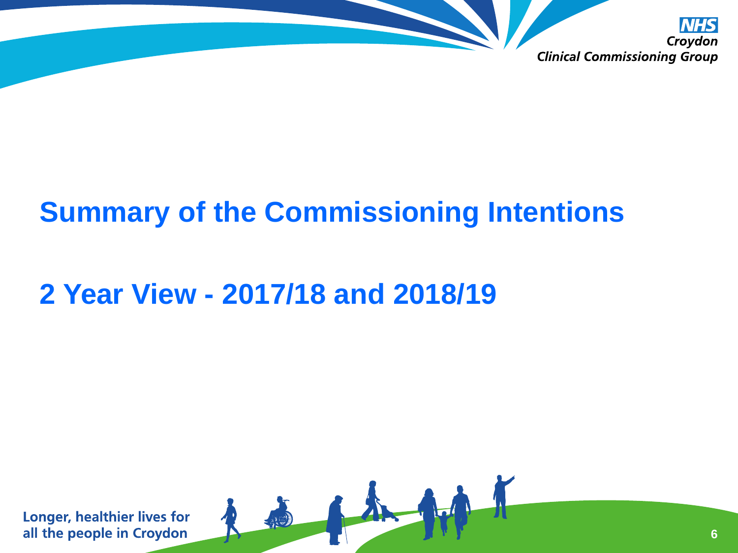# Summary of the Commissioning Intentions

## 2 Year View - 2017/18 and 2018/19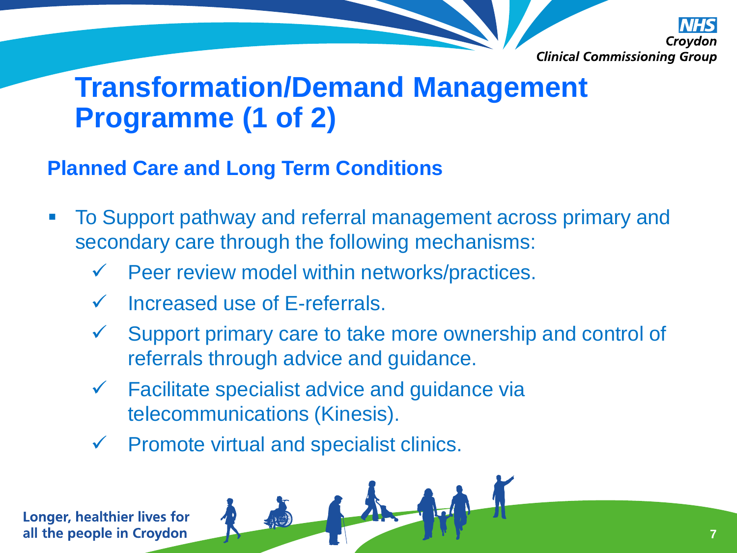# Transformation/Demand Management Programme (1 of 2)

## Planned Care and Long Term Conditions

- To Support pathway and referral management across primary and secondary care through the following mechanisms:
  - ✓ Peer review model within networks/practices.
  - ✓ Increased use of E-referrals.
  - ✓ Support primary care to take more ownership and control of referrals through advice and guidance.
  - ✓ Facilitate specialist advice and guidance via telecommunications (Kinesis).
  - ✓ Promote virtual and specialist clinics.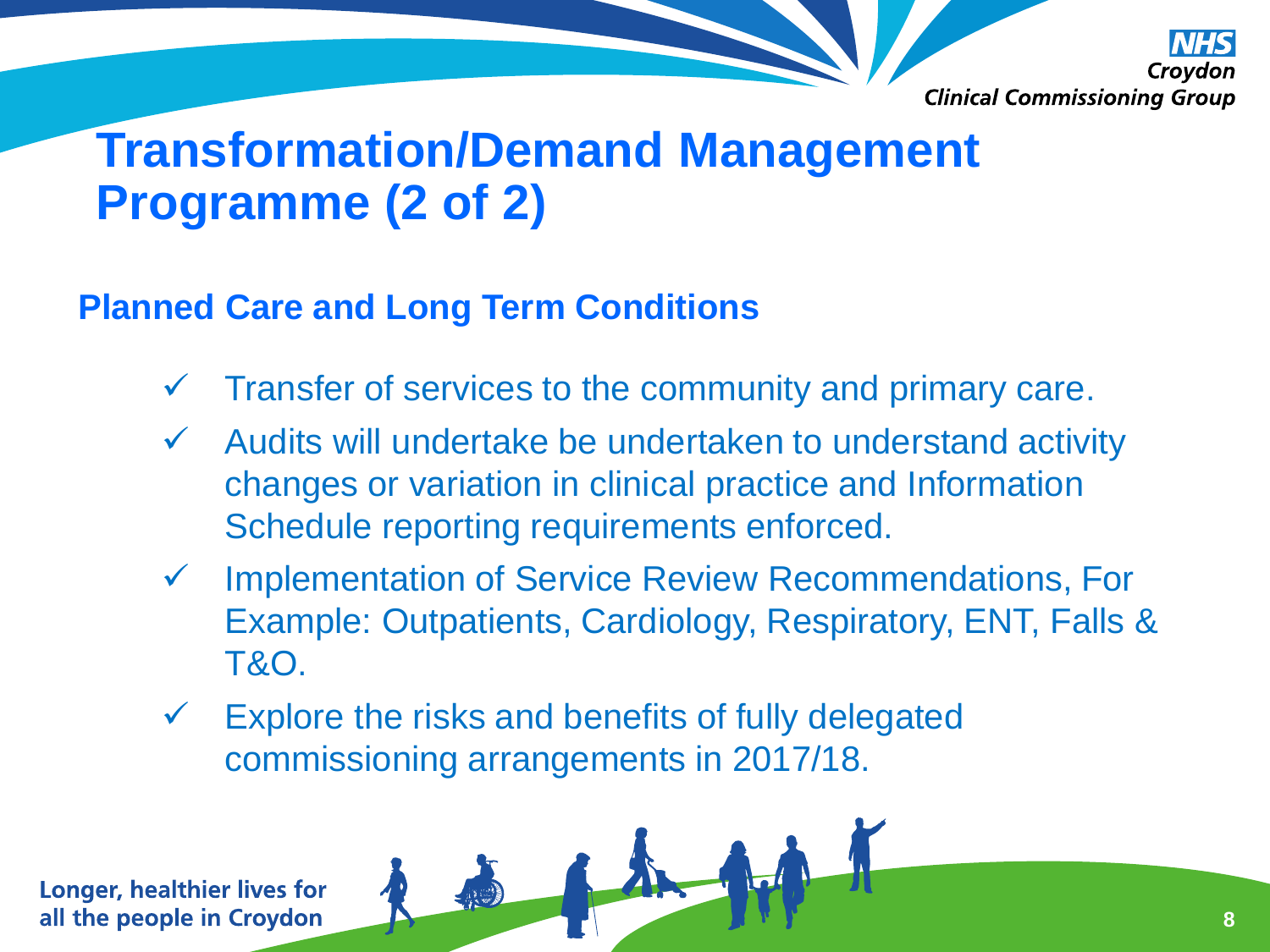# Transformation/Demand Management Programme (2 of 2)

## Planned Care and Long Term Conditions

- ✓ Transfer of services to the community and primary care.
- ✓ Audits will undertake be undertaken to understand activity changes or variation in clinical practice and Information Schedule reporting requirements enforced.
- ✓ Implementation of Service Review Recommendations, For Example: Outpatients, Cardiology, Respiratory, ENT, Falls & T&O.
- ✓ Explore the risks and benefits of fully delegated commissioning arrangements in 2017/18.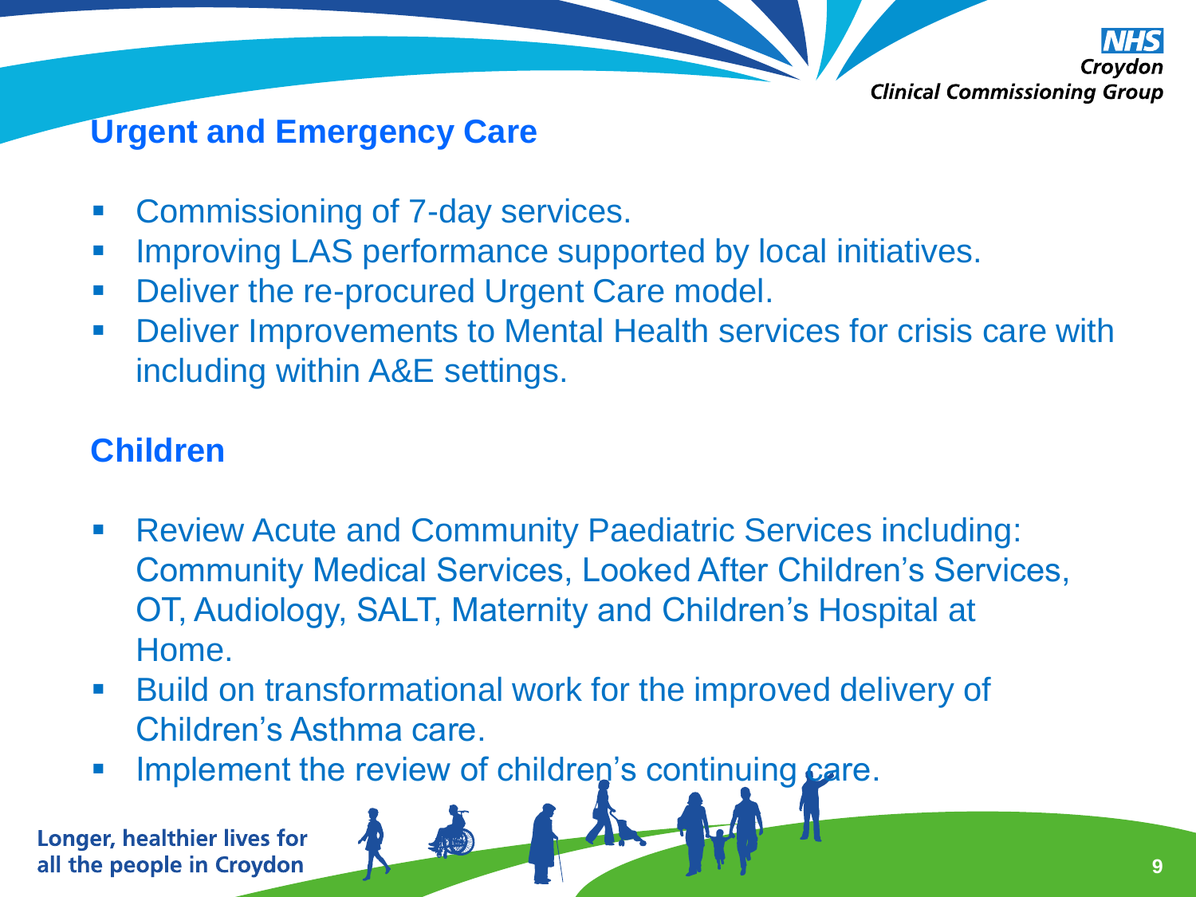## Urgent and Emergency Care

- Commissioning of 7-day services.
- Improving LAS performance supported by local initiatives.
- Deliver the re-procured Urgent Care model.
- Deliver Improvements to Mental Health services for crisis care with including within A&E settings.

## Children

- Review Acute and Community Paediatric Services including: Community Medical Services, Looked After Children's Services, OT, Audiology, SALT, Maternity and Children's Hospital at Home.
- Build on transformational work for the improved delivery of Children's Asthma care.
- Implement the review of children's continuing care.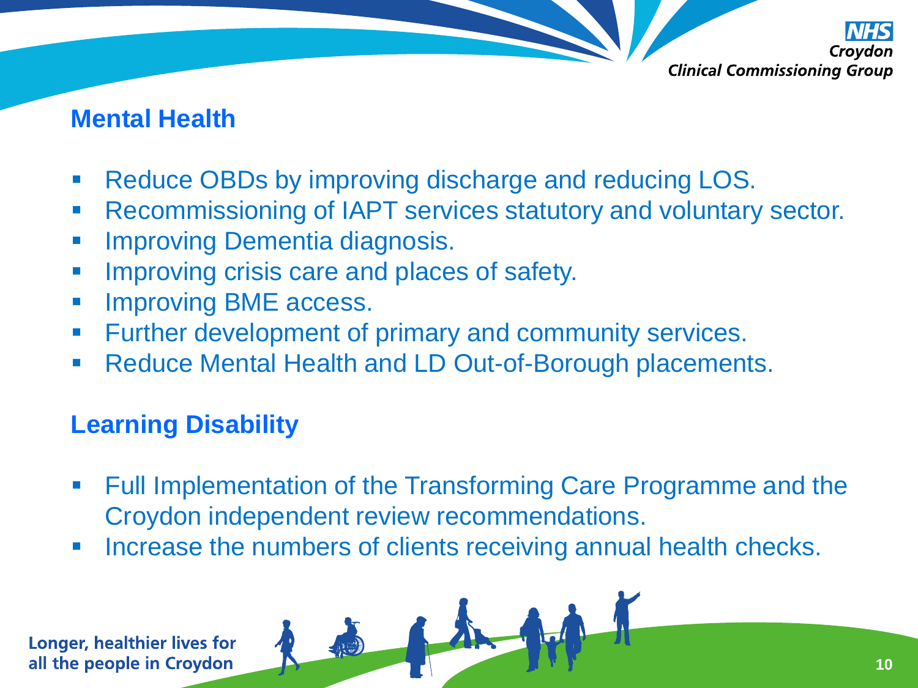## Mental Health

- Reduce OBDs by improving discharge and reducing LOS.
- Recommissioning of IAPT services statutory and voluntary sector.
- Improving Dementia diagnosis.
- Improving crisis care and places of safety.
- Improving BME access.
- Further development of primary and community services.
- Reduce Mental Health and LD Out-of-Borough placements.

## Learning Disability

- Full Implementation of the Transforming Care Programme and the Croydon independent review recommendations.
- Increase the numbers of clients receiving annual health checks.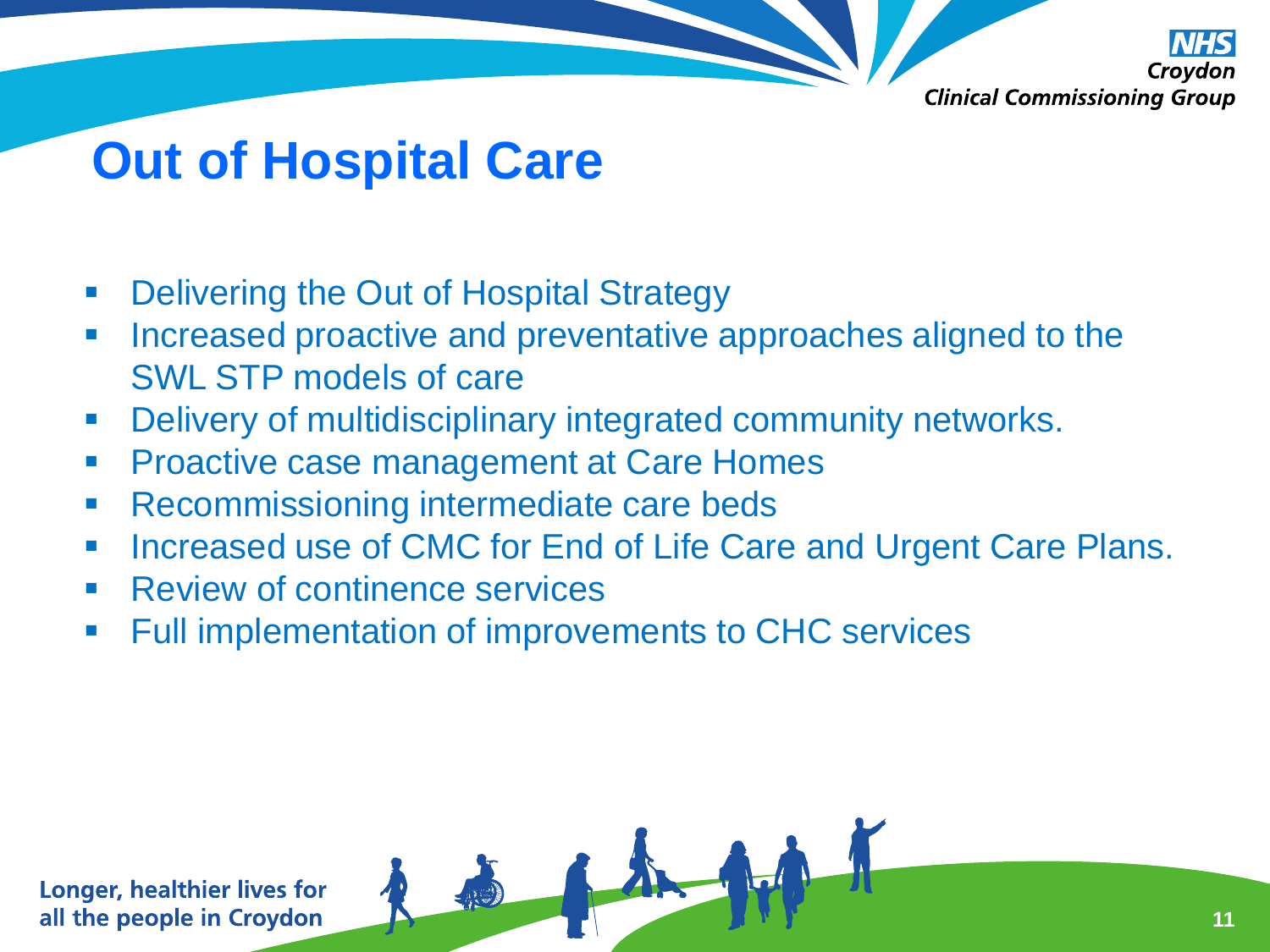# Out of Hospital Care

- Delivering the Out of Hospital Strategy
- Increased proactive and preventative approaches aligned to the SWL STP models of care
- Delivery of multidisciplinary integrated community networks.
- Proactive case management at Care Homes
- Recommissioning intermediate care beds
- Increased use of CMC for End of Life Care and Urgent Care Plans.
- Review of continence services
- Full implementation of improvements to CHC services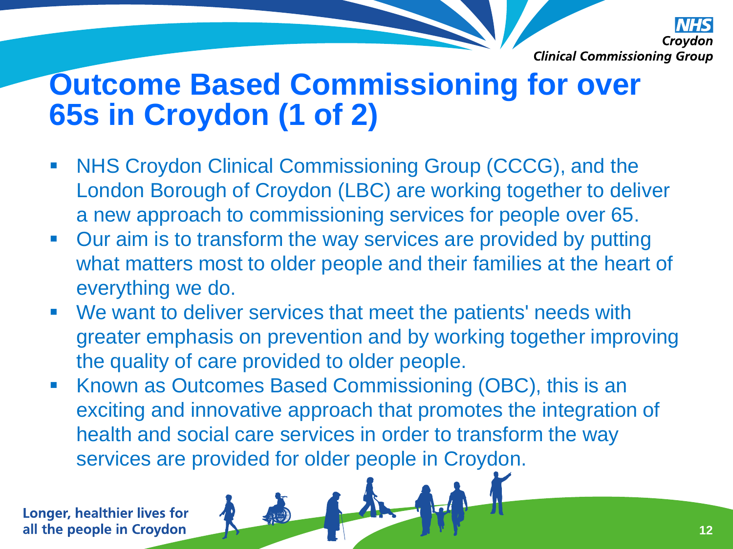# Outcome Based Commissioning for over 65s in Croydon (1 of 2)

- NHS Croydon Clinical Commissioning Group (CCCG), and the London Borough of Croydon (LBC) are working together to deliver a new approach to commissioning services for people over 65.
- Our aim is to transform the way services are provided by putting what matters most to older people and their families at the heart of everything we do.
- We want to deliver services that meet the patients' needs with greater emphasis on prevention and by working together improving the quality of care provided to older people.
- Known as Outcomes Based Commissioning (OBC), this is an exciting and innovative approach that promotes the integration of health and social care services in order to transform the way services are provided for older people in Croydon.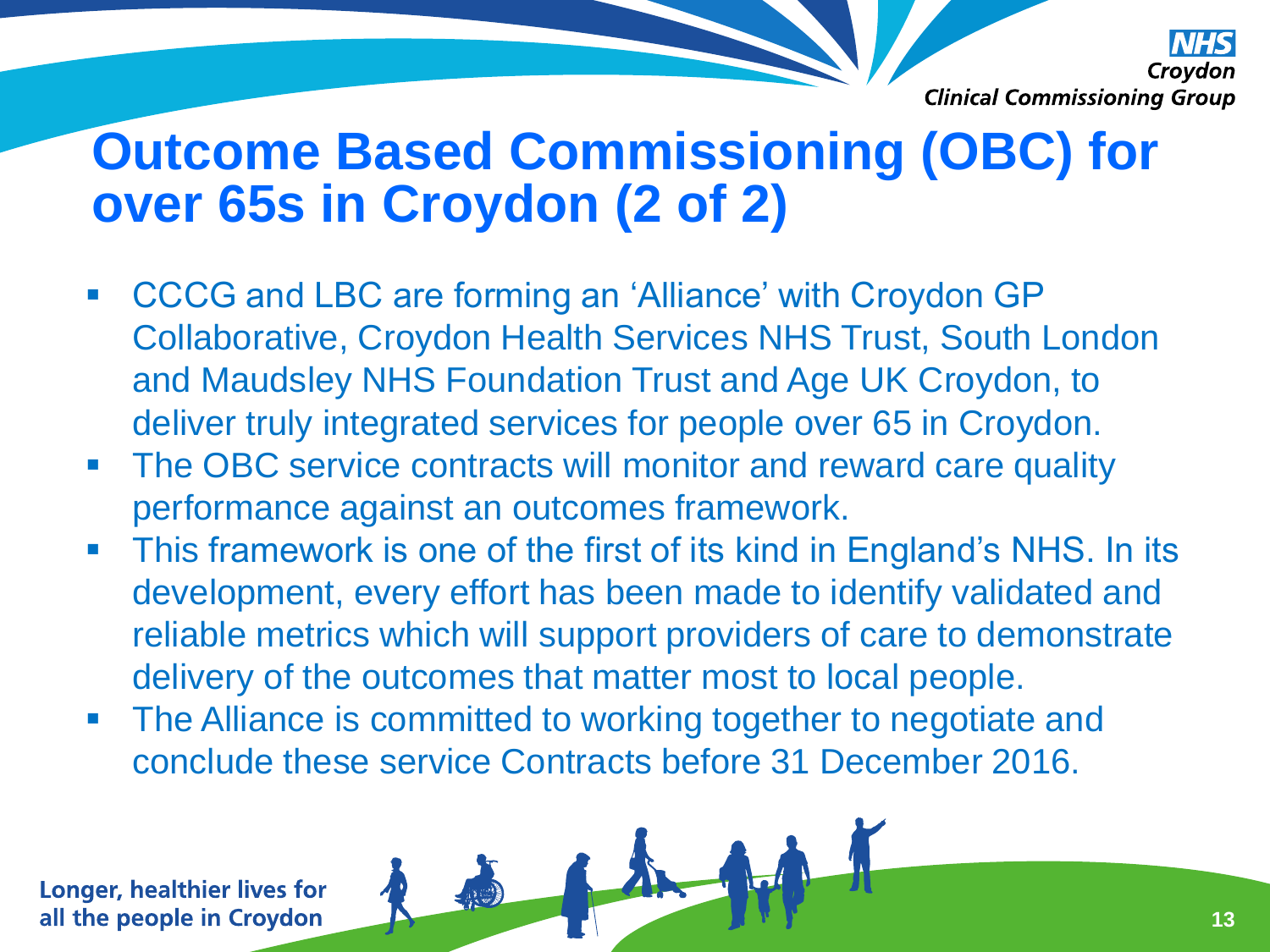# Outcome Based Commissioning (OBC) for over 65s in Croydon (2 of 2)

- CCCG and LBC are forming an 'Alliance' with Croydon GP Collaborative, Croydon Health Services NHS Trust, South London and Maudsley NHS Foundation Trust and Age UK Croydon, to deliver truly integrated services for people over 65 in Croydon.
- The OBC service contracts will monitor and reward care quality performance against an outcomes framework.
- This framework is one of the first of its kind in England's NHS. In its development, every effort has been made to identify validated and reliable metrics which will support providers of care to demonstrate delivery of the outcomes that matter most to local people.
- The Alliance is committed to working together to negotiate and conclude these service Contracts before 31 December 2016.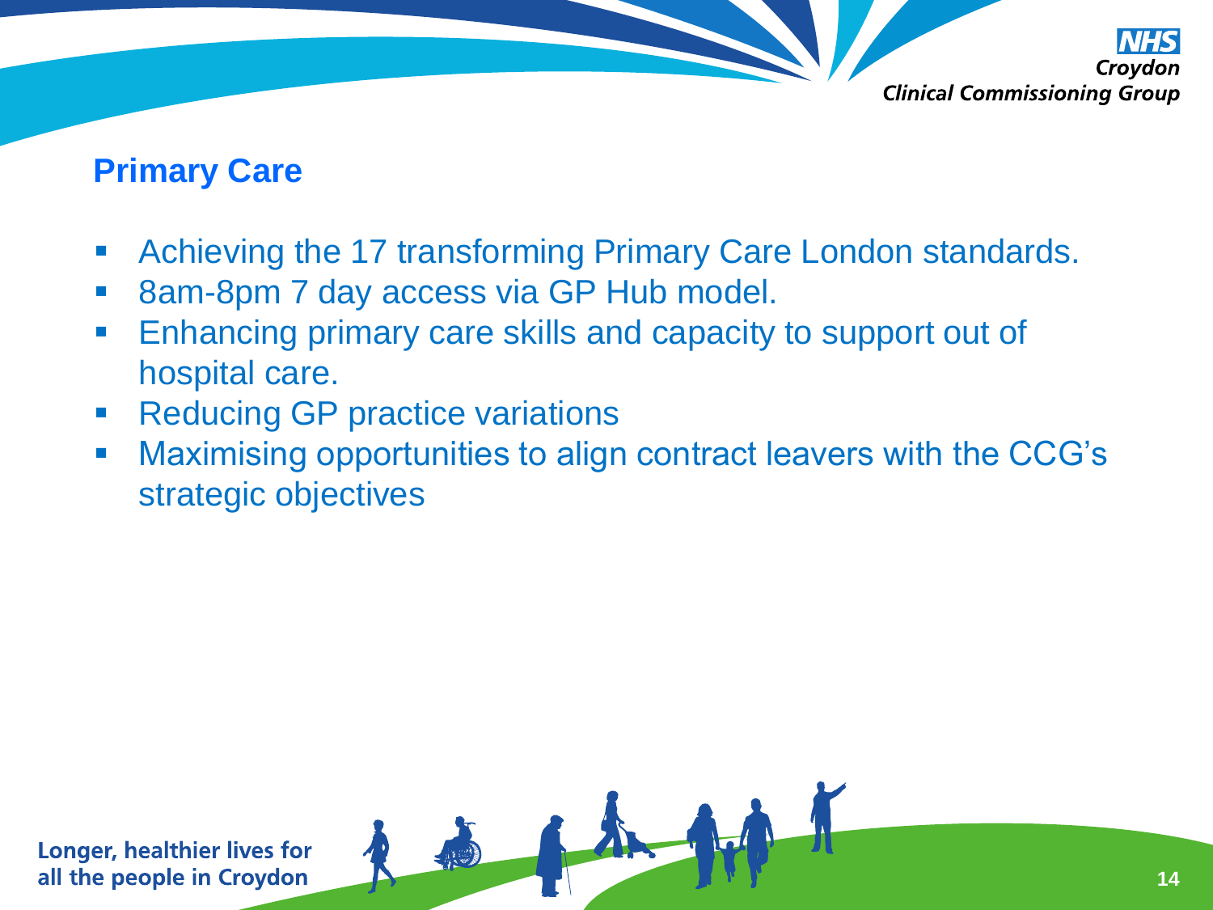## Primary Care

- Achieving the 17 transforming Primary Care London standards.
- 8am-8pm 7 day access via GP Hub model.
- Enhancing primary care skills and capacity to support out of hospital care.
- Reducing GP practice variations
- Maximising opportunities to align contract leavers with the CCG's strategic objectives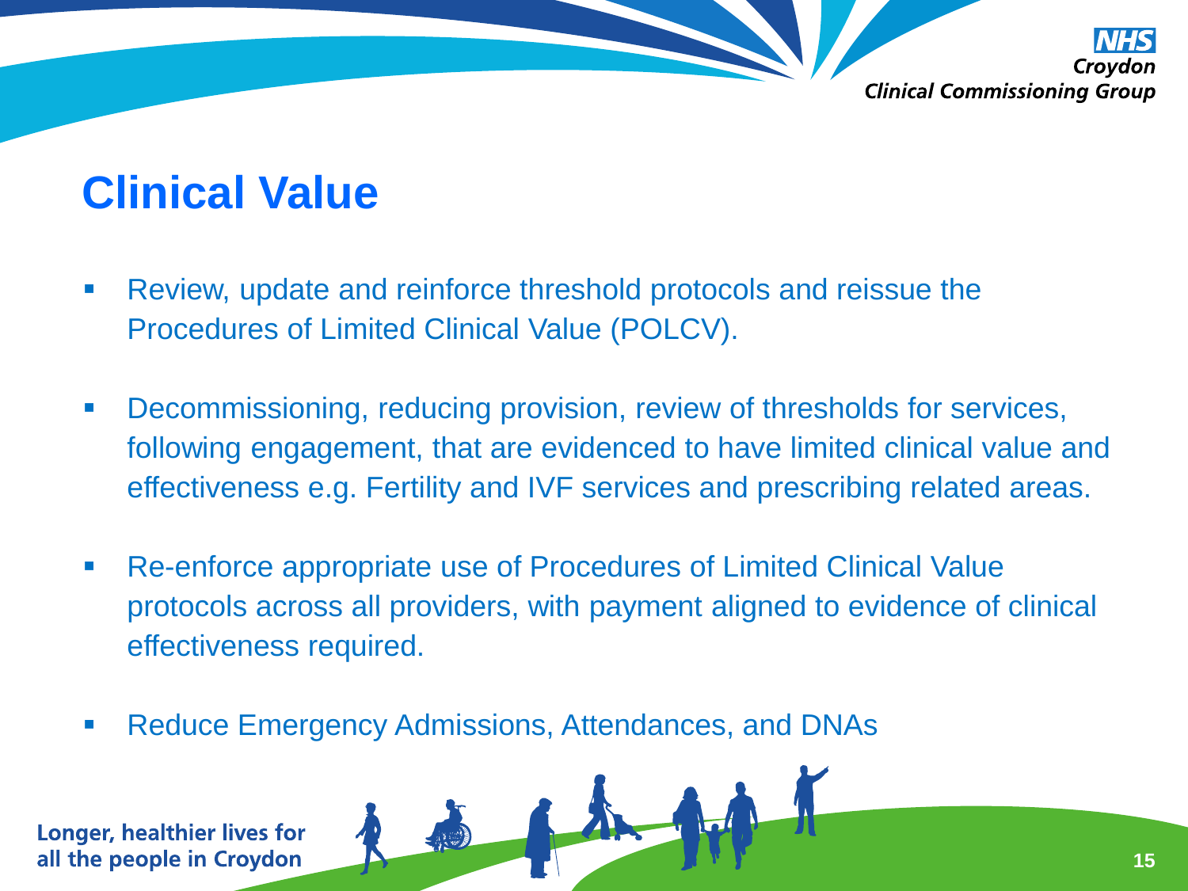# Clinical Value

- Review, update and reinforce threshold protocols and reissue the Procedures of Limited Clinical Value (POLCV).
- Decommissioning, reducing provision, review of thresholds for services, following engagement, that are evidenced to have limited clinical value and effectiveness e.g. Fertility and IVF services and prescribing related areas.
- Re-enforce appropriate use of Procedures of Limited Clinical Value protocols across all providers, with payment aligned to evidence of clinical effectiveness required.
- Reduce Emergency Admissions, Attendances, and DNAs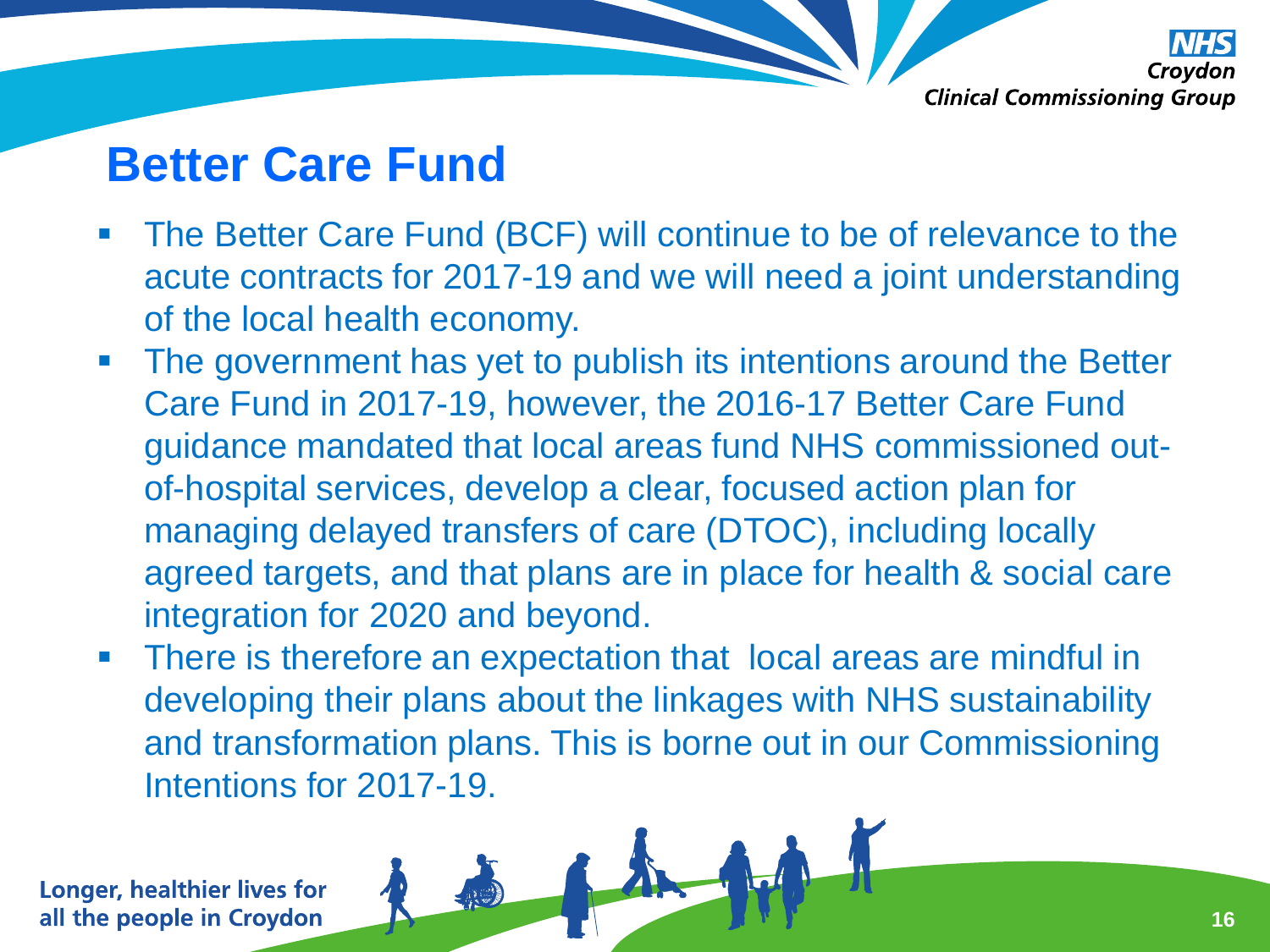# Better Care Fund

- The Better Care Fund (BCF) will continue to be of relevance to the acute contracts for 2017-19 and we will need a joint understanding of the local health economy.
- The government has yet to publish its intentions around the Better Care Fund in 2017-19, however, the 2016-17 Better Care Fund guidance mandated that local areas fund NHS commissioned out-of-hospital services, develop a clear, focused action plan for managing delayed transfers of care (DTOC), including locally agreed targets, and that plans are in place for health & social care integration for 2020 and beyond.
- There is therefore an expectation that local areas are mindful in developing their plans about the linkages with NHS sustainability and transformation plans. This is borne out in our Commissioning Intentions for 2017-19.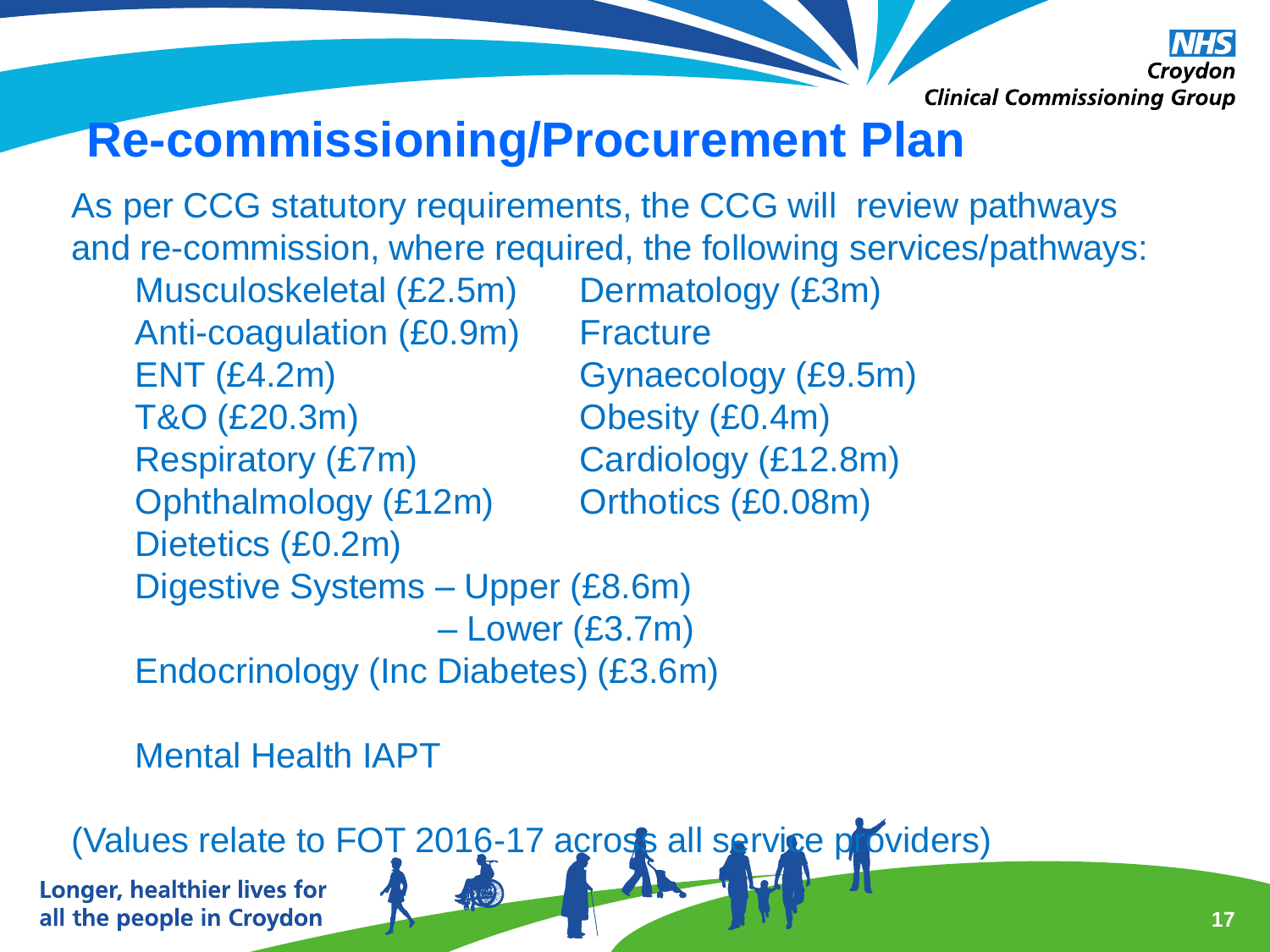# Re-commissioning/Procurement Plan

As per CCG statutory requirements, the CCG will review pathways and re-commission, where required, the following services/pathways:

- Musculoskeletal (£2.5m)
- Anti-coagulation (£0.9m)
- ENT (£4.2m)
- T&O (£20.3m)
- Respiratory (£7m)
- Ophthalmology (£12m)
- Dietetics (£0.2m)
- Digestive Systems – Upper (£8.6m)
  – Lower (£3.7m)
- Endocrinology (Inc Diabetes) (£3.6m)
- Dermatology (£3m)
- Fracture
- Gynaecology (£9.5m)
- Obesity (£0.4m)
- Cardiology (£12.8m)
- Orthotics (£0.08m)

Mental Health IAPT

(Values relate to FOT 2016-17 across all service providers)